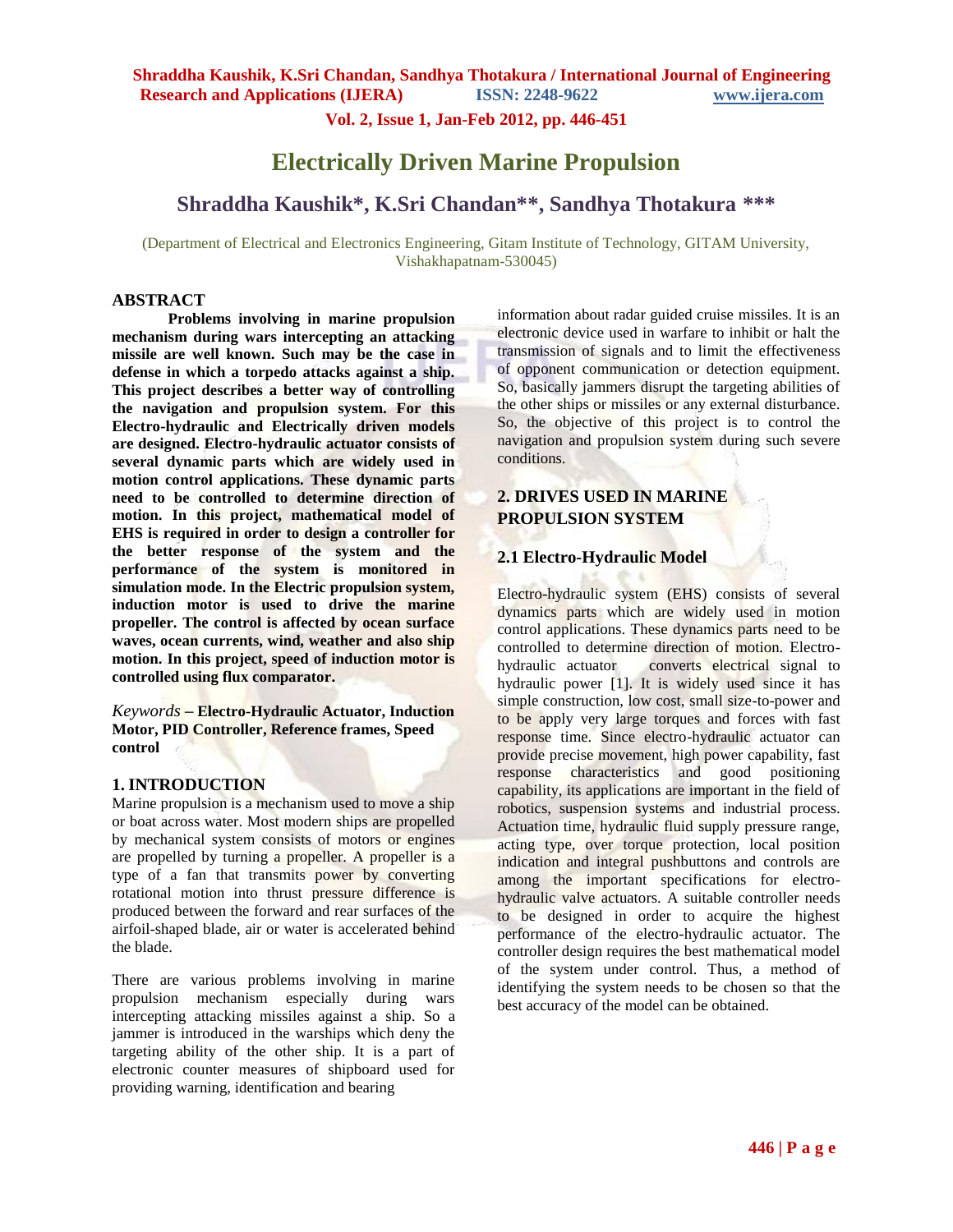# Electrically Driven Marine Propulsion

## Shraddha Kaushik*, K.Sri Chandan**, Sandhya Thotakura ***

(Department of Electrical and Electronics Engineering, Gitam Institute of Technology, GITAM University, Vishakhapatnam-530045)

### ABSTRACT

**Problems involving in marine propulsion mechanism during wars intercepting an attacking missile are well known. Such may be the case in defense in which a torpedo attacks against a ship. This project describes a better way of controlling the navigation and propulsion system. For this Electro-hydraulic and Electrically driven models are designed. Electro-hydraulic actuator consists of several dynamic parts which are widely used in motion control applications. These dynamic parts need to be controlled to determine direction of motion. In this project, mathematical model of EHS is required in order to design a controller for the better response of the system and the performance of the system is monitored in simulation mode. In the Electric propulsion system, induction motor is used to drive the marine propeller. The control is affected by ocean surface waves, ocean currents, wind, weather and also ship motion. In this project, speed of induction motor is controlled using flux comparator.**

*Keywords* – **Electro-Hydraulic Actuator, Induction Motor, PID Controller, Reference frames, Speed control**

### 1. INTRODUCTION

Marine propulsion is a mechanism used to move a ship or boat across water. Most modern ships are propelled by mechanical system consists of motors or engines are propelled by turning a propeller. A propeller is a type of a fan that transmits power by converting rotational motion into thrust pressure difference is produced between the forward and rear surfaces of the airfoil-shaped blade, air or water is accelerated behind the blade.

There are various problems involving in marine propulsion mechanism especially during wars intercepting attacking missiles against a ship. So a jammer is introduced in the warships which deny the targeting ability of the other ship. It is a part of electronic counter measures of shipboard used for providing warning, identification and bearing information about radar guided cruise missiles. It is an electronic device used in warfare to inhibit or halt the transmission of signals and to limit the effectiveness of opponent communication or detection equipment. So, basically jammers disrupt the targeting abilities of the other ships or missiles or any external disturbance. So, the objective of this project is to control the navigation and propulsion system during such severe conditions.

### 2. DRIVES USED IN MARINE PROPULSION SYSTEM

#### 2.1 Electro-Hydraulic Model

Electro-hydraulic system (EHS) consists of several dynamics parts which are widely used in motion control applications. These dynamics parts need to be controlled to determine direction of motion. Electro-hydraulic actuator converts electrical signal to hydraulic power [1]. It is widely used since it has simple construction, low cost, small size-to-power and to be apply very large torques and forces with fast response time. Since electro-hydraulic actuator can provide precise movement, high power capability, fast response characteristics and good positioning capability, its applications are important in the field of robotics, suspension systems and industrial process. Actuation time, hydraulic fluid supply pressure range, acting type, over torque protection, local position indication and integral pushbuttons and controls are among the important specifications for electro-hydraulic valve actuators. A suitable controller needs to be designed in order to acquire the highest performance of the electro-hydraulic actuator. The controller design requires the best mathematical model of the system under control. Thus, a method of identifying the system needs to be chosen so that the best accuracy of the model can be obtained.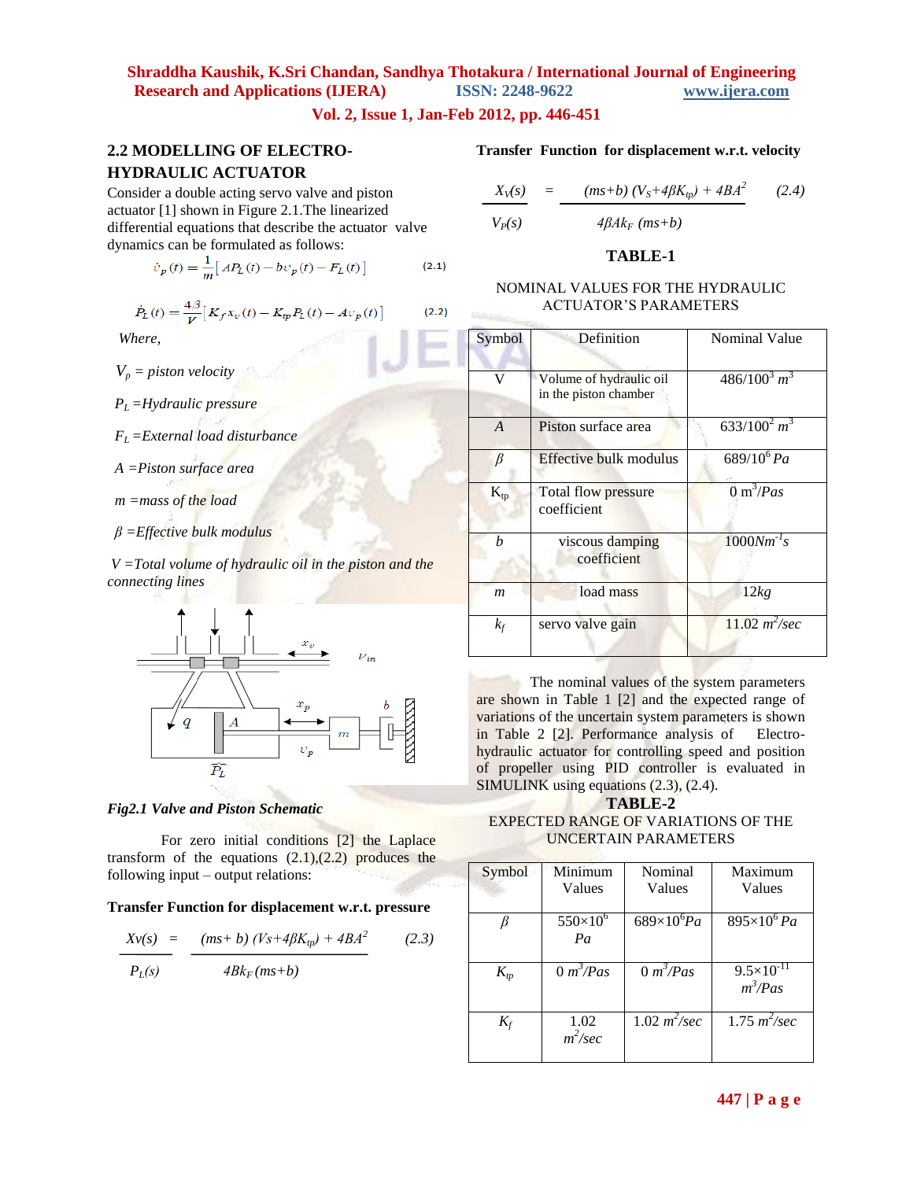## 2.2 MODELLING OF ELECTRO-HYDRAULIC ACTUATOR

Consider a double acting servo valve and piston actuator [1] shown in Figure 2.1.The linearized differential equations that describe the actuator valve dynamics can be formulated as follows:

$$\dot{v}_p(t) = \frac{1}{m}\left[AP_L(t) - bv_p(t) - F_L(t)\right] \quad (2.1)$$

$$\dot{P}_L(t) = \frac{4\beta}{V}\left[K_f x_v(t) - K_{tp}P_L(t) - Av_p(t)\right] \quad (2.2)$$

*Where,*

$V_p$ = *piston velocity*

$P_L$ =*Hydraulic pressure*

$F_L$ =*External load disturbance*

$A$ =*Piston surface area*

$m$ =*mass of the load*

$\beta$ =*Effective bulk modulus*

$V$ =*Total volume of hydraulic oil in the piston and the connecting lines*

*Fig2.1 Valve and Piston Schematic*

For zero initial conditions [2] the Laplace transform of the equations (2.1),(2.2) produces the following input – output relations:

**Transfer Function for displacement w.r.t. pressure**

$$\frac{X_V(s)}{P_L(s)} = \frac{(ms+b)(V_S+4\beta K_{tp}) + 4BA^2}{4Bk_F(ms+b)} \quad (2.3)$$

**Transfer Function for displacement w.r.t. velocity**

$$\frac{X_V(s)}{V_P(s)} = \frac{(ms+b)(V_S+4\beta K_{tp}) + 4BA^2}{4\beta Ak_F(ms+b)} \quad (2.4)$$

**TABLE-1**

NOMINAL VALUES FOR THE HYDRAULIC ACTUATOR'S PARAMETERS

| Symbol | Definition | Nominal Value |
|---|---|---|
| V | Volume of hydraulic oil in the piston chamber | $486/100^3\ m^3$ |
| $A$ | Piston surface area | $633/100^2\ m^3$ |
| $\beta$ | Effective bulk modulus | $689/10^6\ Pa$ |
| $K_{tp}$ | Total flow pressure coefficient | $0\ m^3/Pas$ |
| $b$ | viscous damping coefficient | $1000Nm^{-1}s$ |
| $m$ | load mass | $12kg$ |
| $k_f$ | servo valve gain | $11.02\ m^2/sec$ |

The nominal values of the system parameters are shown in Table 1 [2] and the expected range of variations of the uncertain system parameters is shown in Table 2 [2]. Performance analysis of Electro-hydraulic actuator for controlling speed and position of propeller using PID controller is evaluated in SIMULINK using equations (2.3), (2.4).

**TABLE-2**

EXPECTED RANGE OF VARIATIONS OF THE UNCERTAIN PARAMETERS

| Symbol | Minimum Values | Nominal Values | Maximum Values |
|---|---|---|---|
| $\beta$ | $550\times10^6\ Pa$ | $689\times10^6 Pa$ | $895\times10^6\ Pa$ |
| $K_{tp}$ | $0\ m^3/Pas$ | $0\ m^3/Pas$ | $9.5\times10^{-11}\ m^3/Pas$ |
| $K_f$ | $1.02\ m^2/sec$ | $1.02\ m^2/sec$ | $1.75\ m^2/sec$ |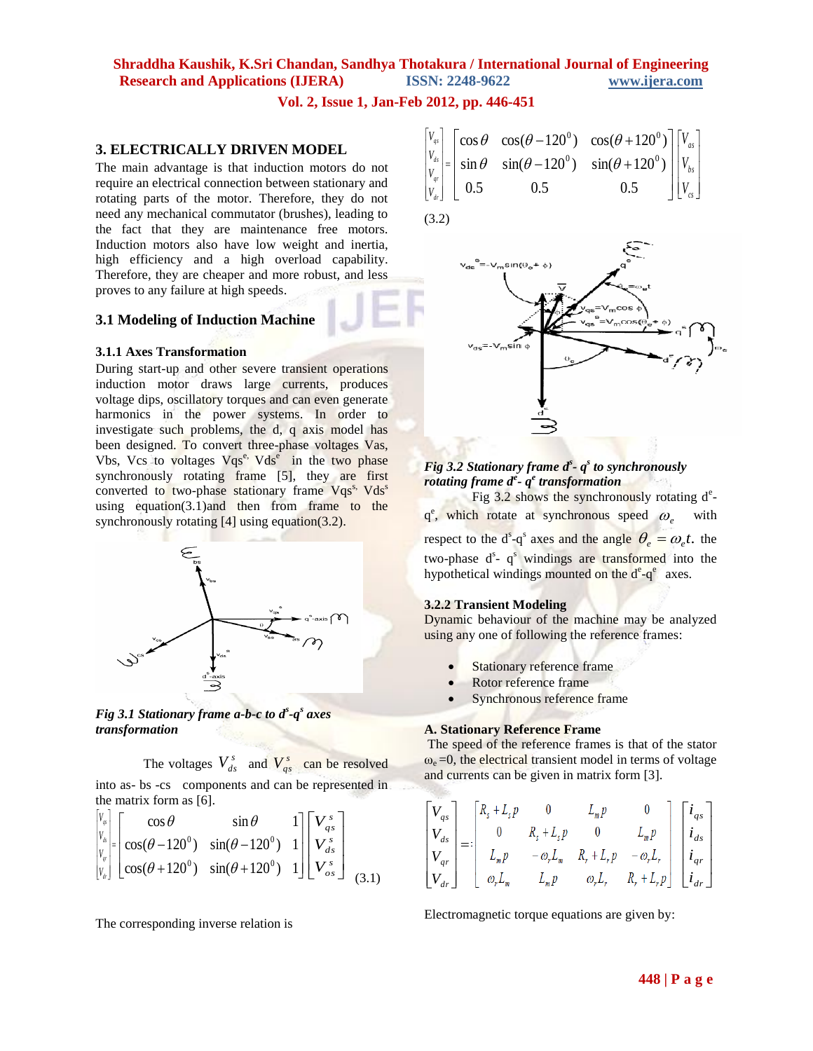## 3. ELECTRICALLY DRIVEN MODEL

The main advantage is that induction motors do not require an electrical connection between stationary and rotating parts of the motor. Therefore, they do not need any mechanical commutator (brushes), leading to the fact that they are maintenance free motors. Induction motors also have low weight and inertia, high efficiency and a high overload capability. Therefore, they are cheaper and more robust, and less proves to any failure at high speeds.

### 3.1 Modeling of Induction Machine

#### 3.1.1 Axes Transformation

During start-up and other severe transient operations induction motor draws large currents, produces voltage dips, oscillatory torques and can even generate harmonics in the power systems. In order to investigate such problems, the d, q axis model has been designed. To convert three-phase voltages Vas, Vbs, Vcs to voltages $V_{qs}^{e}$, $V_{ds}^{e}$ in the two phase synchronously rotating frame [5], they are first converted to two-phase stationary frame $V_{qs}^{s}$, $V_{ds}^{s}$ using equation(3.1)and then from frame to the synchronously rotating [4] using equation(3.2).

*Fig 3.1 Stationary frame a-b-c to $d^s$-$q^s$ axes transformation*

The voltages $V_{ds}^{s}$ and $V_{qs}^{s}$ can be resolved into as- bs -cs components and can be represented in the matrix form as [6].

$$\begin{bmatrix} V_{qs} \\ V_{ds} \\ V_{qr} \\ V_{dr} \end{bmatrix} = \begin{bmatrix} \cos\theta & \sin\theta & 1 \\ \cos(\theta-120^0) & \sin(\theta-120^0) & 1 \\ \cos(\theta+120^0) & \sin(\theta+120^0) & 1 \end{bmatrix} \begin{bmatrix} V_{qs}^{s} \\ V_{ds}^{s} \\ V_{os}^{s} \end{bmatrix} \quad (3.1)$$

The corresponding inverse relation is

$$\begin{bmatrix} V_{qs} \\ V_{ds} \\ V_{qr} \\ V_{dr} \end{bmatrix} = \begin{bmatrix} \cos\theta & \cos(\theta-120^0) & \cos(\theta+120^0) \\ \sin\theta & \sin(\theta-120^0) & \sin(\theta+120^0) \\ 0.5 & 0.5 & 0.5 \end{bmatrix} \begin{bmatrix} V_{as} \\ V_{bs} \\ V_{cs} \end{bmatrix}$$

(3.2)

*Fig 3.2 Stationary frame $d^s$- $q^s$ to synchronously rotating frame $d^e$- $q^e$ transformation*

Fig 3.2 shows the synchronously rotating $d^e$-$q^e$, which rotate at synchronous speed $\omega_e$ with respect to the $d^s$-$q^s$ axes and the angle $\theta_e = \omega_e t$. the two-phase $d^s$- $q^s$ windings are transformed into the hypothetical windings mounted on the $d^e$-$q^e$ axes.

#### 3.2.2 Transient Modeling

Dynamic behaviour of the machine may be analyzed using any one of following the reference frames:

- Stationary reference frame
- Rotor reference frame
- Synchronous reference frame

#### A. Stationary Reference Frame

The speed of the reference frames is that of the stator $\omega_e$ =0, the electrical transient model in terms of voltage and currents can be given in matrix form [3].

$$\begin{bmatrix} V_{qs} \\ V_{ds} \\ V_{qr} \\ V_{dr} \end{bmatrix} = \begin{bmatrix} R_s + L_s p & 0 & L_m p & 0 \\ 0 & R_s + L_s p & 0 & L_m p \\ L_m p & -\omega_r L_m & R_r + L_r p & -\omega_r L_r \\ \omega_r L_m & L_m p & \omega_r L_r & R_r + L_r p \end{bmatrix} \begin{bmatrix} i_{qs} \\ i_{ds} \\ i_{qr} \\ i_{dr} \end{bmatrix}$$

Electromagnetic torque equations are given by: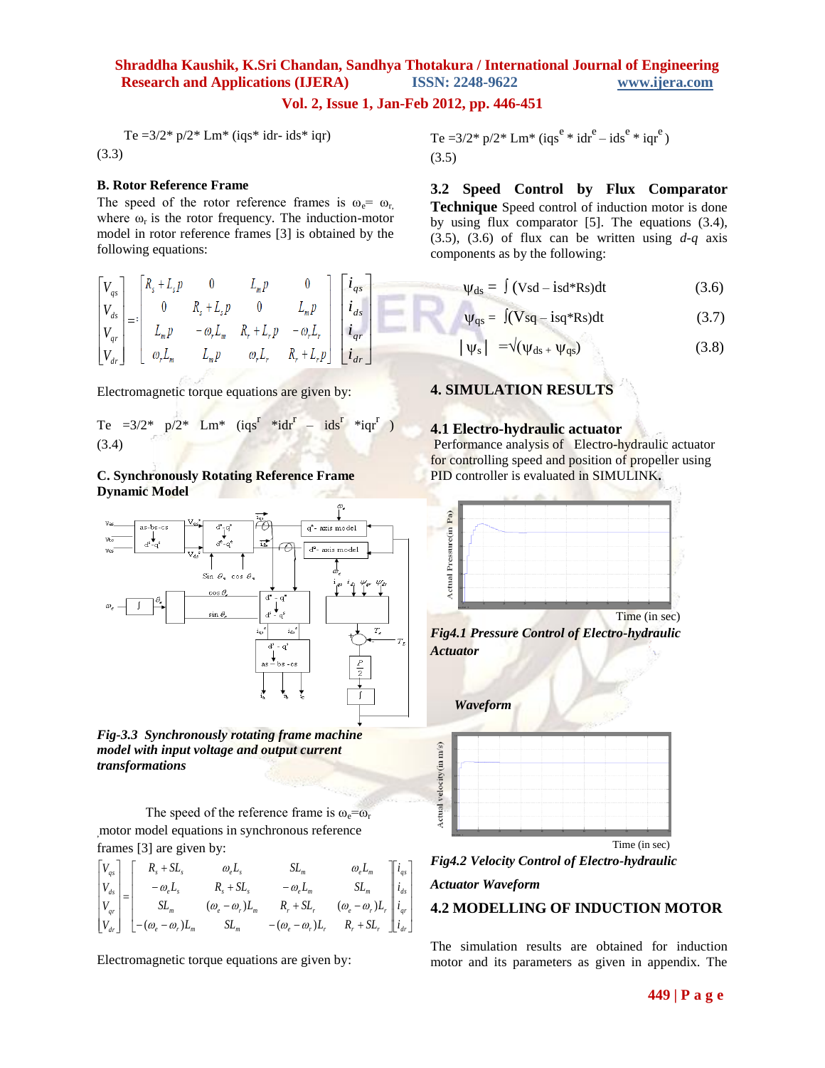$$Te = 3/2 * p/2 * Lm * (iqs * idr - ids * iqr) \quad (3.3)$$

**B. Rotor Reference Frame**

The speed of the rotor reference frames is $\omega_e = \omega_r$, where $\omega_r$ is the rotor frequency. The induction-motor model in rotor reference frames [3] is obtained by the following equations:

$$\begin{bmatrix} V_{qs} \\ V_{ds} \\ V_{qr} \\ V_{dr} \end{bmatrix} = \begin{bmatrix} R_s + L_s p & 0 & L_m p & 0 \\ 0 & R_s + L_s p & 0 & L_m p \\ L_m p & -\omega_r L_m & R_r + L_r p & -\omega_r L_r \\ \omega_r L_m & L_m p & \omega_r L_r & R_r + L_r p \end{bmatrix} \begin{bmatrix} i_{qs} \\ i_{ds} \\ i_{qr} \\ i_{dr} \end{bmatrix}$$

Electromagnetic torque equations are given by:

$$Te = 3/2 * p/2 * Lm * (iqs^r * idr^r - ids^r * iqr^r) \quad (3.4)$$

**C. Synchronously Rotating Reference Frame Dynamic Model**

*Fig-3.3 Synchronously rotating frame machine model with input voltage and output current transformations*

The speed of the reference frame is $\omega_e = \omega_r$ ,motor model equations in synchronous reference frames [3] are given by:

$$\begin{bmatrix} V_{qs} \\ V_{ds} \\ V_{qr} \\ V_{dr} \end{bmatrix} = \begin{bmatrix} R_s + SL_s & \omega_e L_s & SL_m & \omega_e L_m \\ -\omega_e L_s & R_s + SL_s & -\omega_e L_m & SL_m \\ SL_m & (\omega_e - \omega_r) L_m & R_r + SL_r & (\omega_e - \omega_r) L_r \\ -(\omega_e - \omega_r) L_m & SL_m & -(\omega_e - \omega_r) L_r & R_r + SL_r \end{bmatrix} \begin{bmatrix} i_{qs} \\ i_{ds} \\ i_{qr} \\ i_{dr} \end{bmatrix}$$

Electromagnetic torque equations are given by:

$$Te = 3/2 * p/2 * Lm * (iqs^e * idr^e - ids^e * iqr^e) \quad (3.5)$$

### 3.2 Speed Control by Flux Comparator Technique

Speed control of induction motor is done by using flux comparator [5]. The equations (3.4), (3.5), (3.6) of flux can be written using *d-q* axis components as by the following:

$$\psi_{ds} = \int (Vsd - isd*Rs)dt \quad (3.6)$$

$$\psi_{qs} = \int (Vsq - isq*Rs)dt \quad (3.7)$$

$$|\psi_s| = \sqrt{(\psi_{ds} + \psi_{qs})} \quad (3.8)$$

## 4. SIMULATION RESULTS

### 4.1 Electro-hydraulic actuator

Performance analysis of Electro-hydraulic actuator for controlling speed and position of propeller using PID controller is evaluated in SIMULINK.

*Fig4.1 Pressure Control of Electro-hydraulic Actuator Waveform*

*Fig4.2 Velocity Control of Electro-hydraulic Actuator Waveform*

### 4.2 MODELLING OF INDUCTION MOTOR

The simulation results are obtained for induction motor and its parameters as given in appendix. The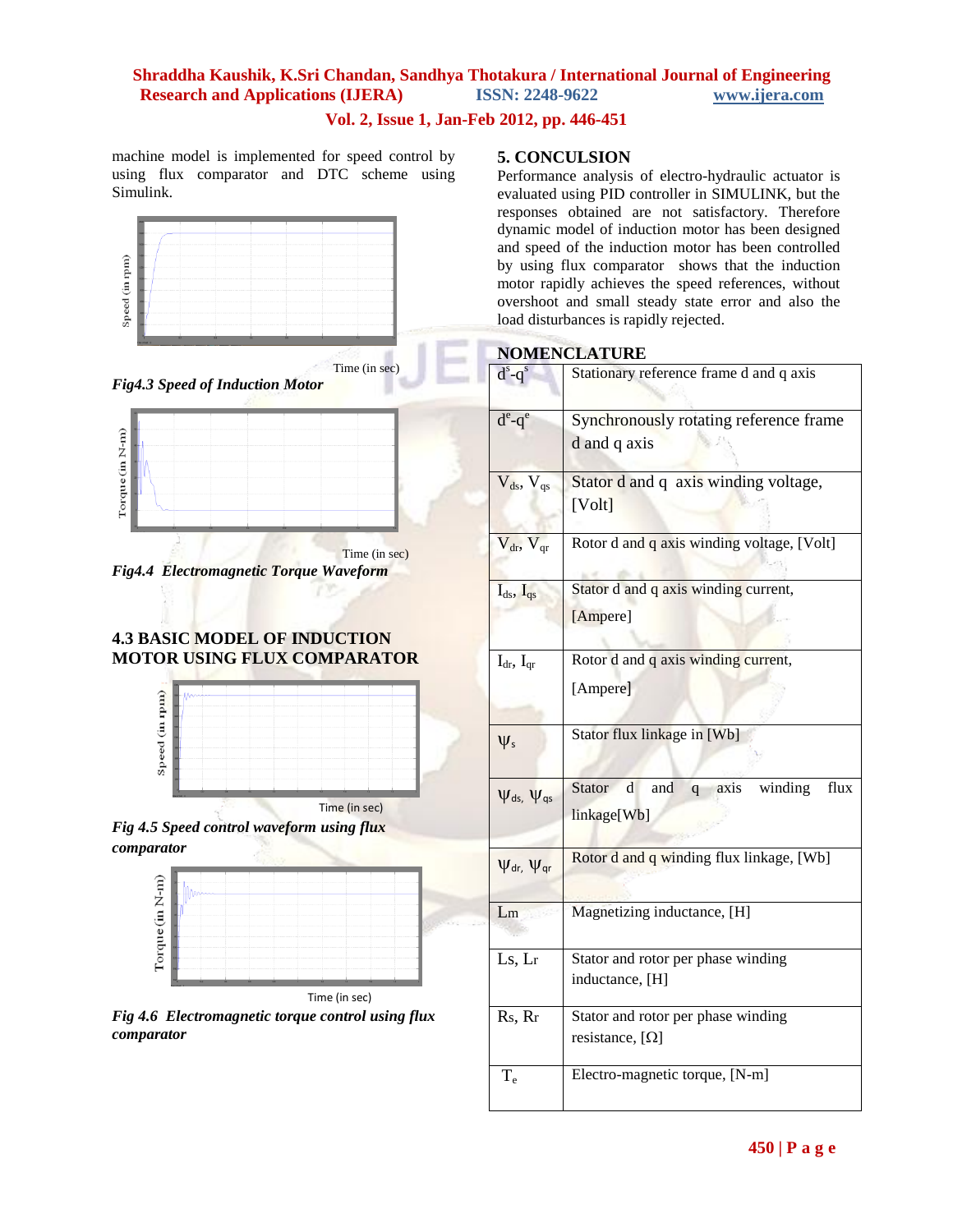machine model is implemented for speed control by using flux comparator and DTC scheme using Simulink.

Time (in sec)

*Fig4.3 Speed of Induction Motor*

Time (in sec)

*Fig4.4 Electromagnetic Torque Waveform*

### 4.3 BASIC MODEL OF INDUCTION MOTOR USING FLUX COMPARATOR

Time (in sec)

*Fig 4.5 Speed control waveform using flux comparator*

Time (in sec)

*Fig 4.6 Electromagnetic torque control using flux comparator*

## 5. CONCULSION

Performance analysis of electro-hydraulic actuator is evaluated using PID controller in SIMULINK, but the responses obtained are not satisfactory. Therefore dynamic model of induction motor has been designed and speed of the induction motor has been controlled by using flux comparator shows that the induction motor rapidly achieves the speed references, without overshoot and small steady state error and also the load disturbances is rapidly rejected.

## NOMENCLATURE

| Symbol | Description |
|---|---|
| $d^s$-$q^s$ | Stationary reference frame d and q axis |
| $d^e$-$q^e$ | Synchronously rotating reference frame d and q axis |
| $V_{ds}$, $V_{qs}$ | Stator d and q axis winding voltage, [Volt] |
| $V_{dr}$, $V_{qr}$ | Rotor d and q axis winding voltage, [Volt] |
| $I_{ds}$, $I_{qs}$ | Stator d and q axis winding current, [Ampere] |
| $I_{dr}$, $I_{qr}$ | Rotor d and q axis winding current, [Ampere] |
| $\Psi_s$ | Stator flux linkage in [Wb] |
| $\Psi_{ds}$, $\Psi_{qs}$ | Stator d and q axis winding flux linkage[Wb] |
| $\Psi_{dr}$, $\Psi_{qr}$ | Rotor d and q winding flux linkage, [Wb] |
| Lm | Magnetizing inductance, [H] |
| Ls, Lr | Stator and rotor per phase winding inductance, [H] |
| Rs, Rr | Stator and rotor per phase winding resistance, [Ω] |
| $T_e$ | Electro-magnetic torque, [N-m] |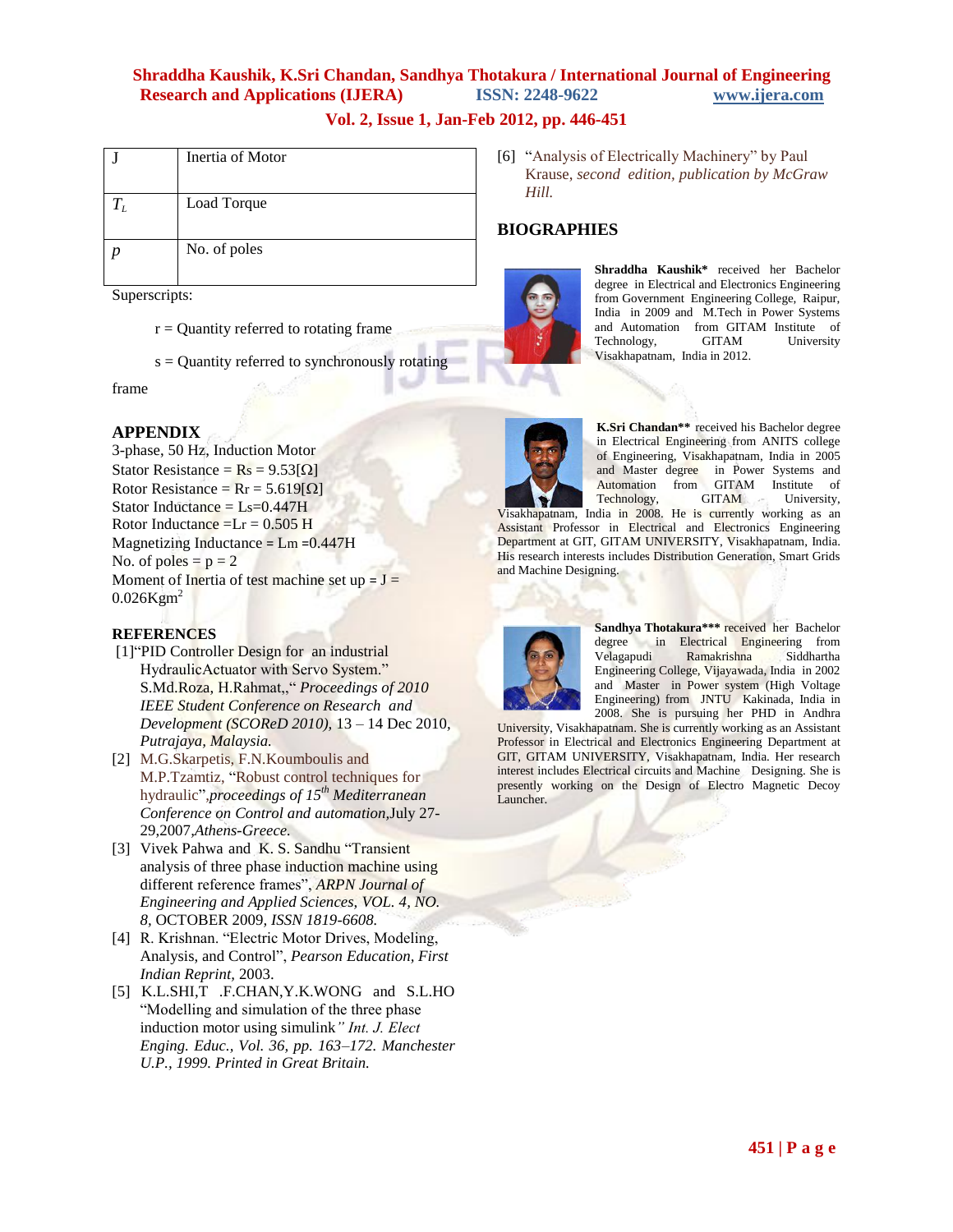| | |
|---|---|
| J | Inertia of Motor |
| $T_L$ | Load Torque |
| $p$ | No. of poles |

Superscripts:

r = Quantity referred to rotating frame

s = Quantity referred to synchronously rotating frame

## APPENDIX

3-phase, 50 Hz, Induction Motor
Stator Resistance = Rs = 9.53[Ω]
Rotor Resistance = Rr = 5.619[Ω]
Stator Inductance = Ls=0.447H
Rotor Inductance =Lr = 0.505 H
Magnetizing Inductance = Lm =0.447H
No. of poles = p = 2
Moment of Inertia of test machine set up = J = 0.026Kgm$^2$

## REFERENCES

[1] "PID Controller Design for an industrial HydraulicActuator with Servo System." S.Md.Roza, H.Rahmat,," *Proceedings of 2010 IEEE Student Conference on Research and Development (SCOReD 2010),* 13 – 14 Dec 2010, *Putrajaya, Malaysia.*

[2] M.G.Skarpetis, F.N.Koumboulis and M.P.Tzamtiz, "Robust control techniques for hydraulic",*proceedings of 15th Mediterranean Conference on Control and automation,*July 27-29,2007,*Athens-Greece.*

[3] Vivek Pahwa and K. S. Sandhu "Transient analysis of three phase induction machine using different reference frames", *ARPN Journal of Engineering and Applied Sciences, VOL. 4, NO. 8,* OCTOBER 2009, *ISSN 1819-6608.*

[4] R. Krishnan. "Electric Motor Drives, Modeling, Analysis, and Control", *Pearson Education, First Indian Reprint,* 2003.

[5] K.L.SHI,T .F.CHAN,Y.K.WONG and S.L.HO "Modelling and simulation of the three phase induction motor using simulink*" Int. J. Elect Enging. Educ., Vol. 36, pp. 163–172. Manchester U.P., 1999. Printed in Great Britain.*

[6] "Analysis of Electrically Machinery" by Paul Krause, *second edition, publication by McGraw Hill.*

## BIOGRAPHIES

**Shraddha Kaushik*** received her Bachelor degree in Electrical and Electronics Engineering from Government Engineering College, Raipur, India in 2009 and M.Tech in Power Systems and Automation from GITAM Institute of Technology, GITAM University Visakhapatnam, India in 2012.

**K.Sri Chandan**** received his Bachelor degree in Electrical Engineering from ANITS college of Engineering, Visakhapatnam, India in 2005 and Master degree in Power Systems and Automation from GITAM Institute of Technology, GITAM University, Visakhapatnam, India in 2008. He is currently working as an Assistant Professor in Electrical and Electronics Engineering Department at GIT, GITAM UNIVERSITY, Visakhapatnam, India. His research interests includes Distribution Generation, Smart Grids and Machine Designing.

**Sandhya Thotakura***** received her Bachelor degree in Electrical Engineering from Velagapudi Ramakrishna Siddhartha Engineering College, Vijayawada, India in 2002 and Master in Power system (High Voltage Engineering) from JNTU Kakinada, India in 2008. She is pursuing her PHD in Andhra University, Visakhapatnam. She is currently working as an Assistant Professor in Electrical and Electronics Engineering Department at GIT, GITAM UNIVERSITY, Visakhapatnam, India. Her research interest includes Electrical circuits and Machine Designing. She is presently working on the Design of Electro Magnetic Decoy Launcher.